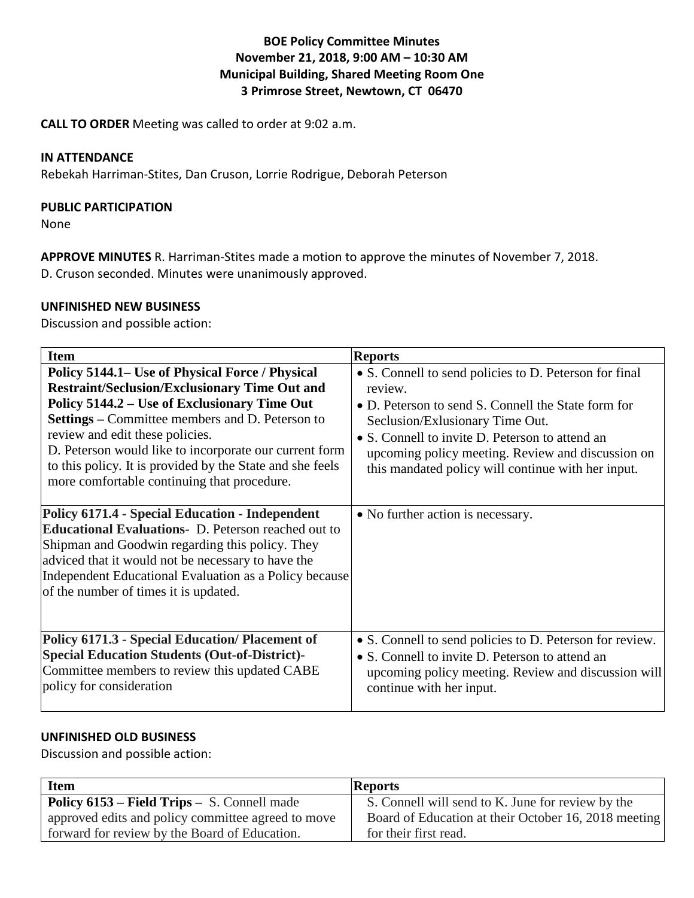# BOE Policy Committee Minutes
## November 21, 2018, 9:00 AM – 10:30 AM
## Municipal Building, Shared Meeting Room One
## 3 Primrose Street, Newtown, CT 06470

**CALL TO ORDER** Meeting was called to order at 9:02 a.m.

**IN ATTENDANCE**

Rebekah Harriman-Stites, Dan Cruson, Lorrie Rodrigue, Deborah Peterson

**PUBLIC PARTICIPATION**

None

**APPROVE MINUTES** R. Harriman-Stites made a motion to approve the minutes of November 7, 2018. D. Cruson seconded. Minutes were unanimously approved.

**UNFINISHED NEW BUSINESS**

Discussion and possible action:

| Item | Reports |
|---|---|
| **Policy 5144.1– Use of Physical Force / Physical Restraint/Seclusion/Exclusionary Time Out and Policy 5144.2 – Use of Exclusionary Time Out Settings –** Committee members and D. Peterson to review and edit these policies. D. Peterson would like to incorporate our current form to this policy. It is provided by the State and she feels more comfortable continuing that procedure. | • S. Connell to send policies to D. Peterson for final review. • D. Peterson to send S. Connell the State form for Seclusion/Exlusionary Time Out. • S. Connell to invite D. Peterson to attend an upcoming policy meeting. Review and discussion on this mandated policy will continue with her input. |
| **Policy 6171.4 - Special Education - Independent Educational Evaluations-** D. Peterson reached out to Shipman and Goodwin regarding this policy. They adviced that it would not be necessary to have the Independent Educational Evaluation as a Policy because of the number of times it is updated. | • No further action is necessary. |
| **Policy 6171.3 - Special Education/ Placement of Special Education Students (Out-of-District)-** Committee members to review this updated CABE policy for consideration | • S. Connell to send policies to D. Peterson for review. • S. Connell to invite D. Peterson to attend an upcoming policy meeting. Review and discussion will continue with her input. |

**UNFINISHED OLD BUSINESS**

Discussion and possible action:

| Item | Reports |
|---|---|
| **Policy 6153 – Field Trips –** S. Connell made approved edits and policy committee agreed to move forward for review by the Board of Education. | S. Connell will send to K. June for review by the Board of Education at their October 16, 2018 meeting for their first read. |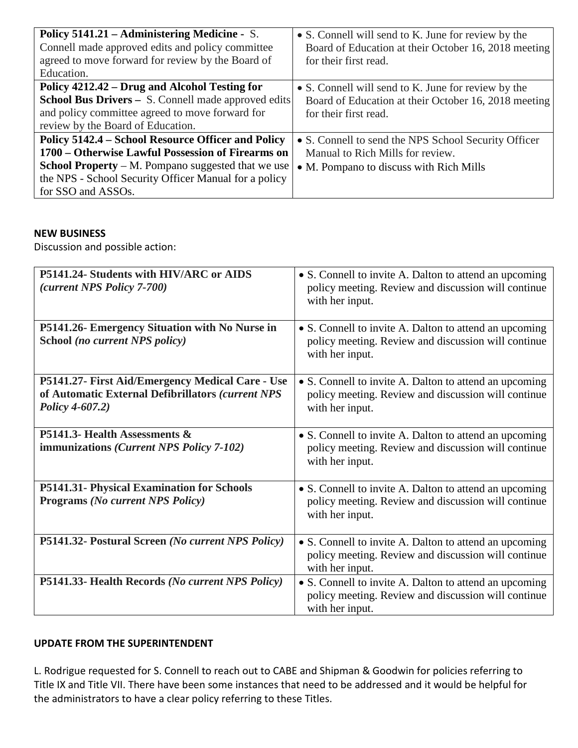| | |
|---|---|
| **Policy 5141.21 – Administering Medicine -** S. Connell made approved edits and policy committee agreed to move forward for review by the Board of Education. | • S. Connell will send to K. June for review by the Board of Education at their October 16, 2018 meeting for their first read. |
| **Policy 4212.42 – Drug and Alcohol Testing for School Bus Drivers –** S. Connell made approved edits and policy committee agreed to move forward for review by the Board of Education. | • S. Connell will send to K. June for review by the Board of Education at their October 16, 2018 meeting for their first read. |
| **Policy 5142.4 – School Resource Officer and Policy 1700 – Otherwise Lawful Possession of Firearms on School Property** – M. Pompano suggested that we use the NPS - School Security Officer Manual for a policy for SSO and ASSOs. | • S. Connell to send the NPS School Security Officer Manual to Rich Mills for review.<br>• M. Pompano to discuss with Rich Mills |

**NEW BUSINESS**

Discussion and possible action:

| | |
|---|---|
| **P5141.24- Students with HIV/ARC or AIDS** ***(current NPS Policy 7-700)*** | • S. Connell to invite A. Dalton to attend an upcoming policy meeting. Review and discussion will continue with her input. |
| **P5141.26- Emergency Situation with No Nurse in School** ***(no current NPS policy)*** | • S. Connell to invite A. Dalton to attend an upcoming policy meeting. Review and discussion will continue with her input. |
| **P5141.27- First Aid/Emergency Medical Care - Use of Automatic External Defibrillators** ***(current NPS Policy 4-607.2)*** | • S. Connell to invite A. Dalton to attend an upcoming policy meeting. Review and discussion will continue with her input. |
| **P5141.3- Health Assessments & immunizations** ***(Current NPS Policy 7-102)*** | • S. Connell to invite A. Dalton to attend an upcoming policy meeting. Review and discussion will continue with her input. |
| **P5141.31- Physical Examination for Schools Programs** ***(No current NPS Policy)*** | • S. Connell to invite A. Dalton to attend an upcoming policy meeting. Review and discussion will continue with her input. |
| **P5141.32- Postural Screen** ***(No current NPS Policy)*** | • S. Connell to invite A. Dalton to attend an upcoming policy meeting. Review and discussion will continue with her input. |
| **P5141.33- Health Records** ***(No current NPS Policy)*** | • S. Connell to invite A. Dalton to attend an upcoming policy meeting. Review and discussion will continue with her input. |

**UPDATE FROM THE SUPERINTENDENT**

L. Rodrigue requested for S. Connell to reach out to CABE and Shipman & Goodwin for policies referring to Title IX and Title VII. There have been some instances that need to be addressed and it would be helpful for the administrators to have a clear policy referring to these Titles.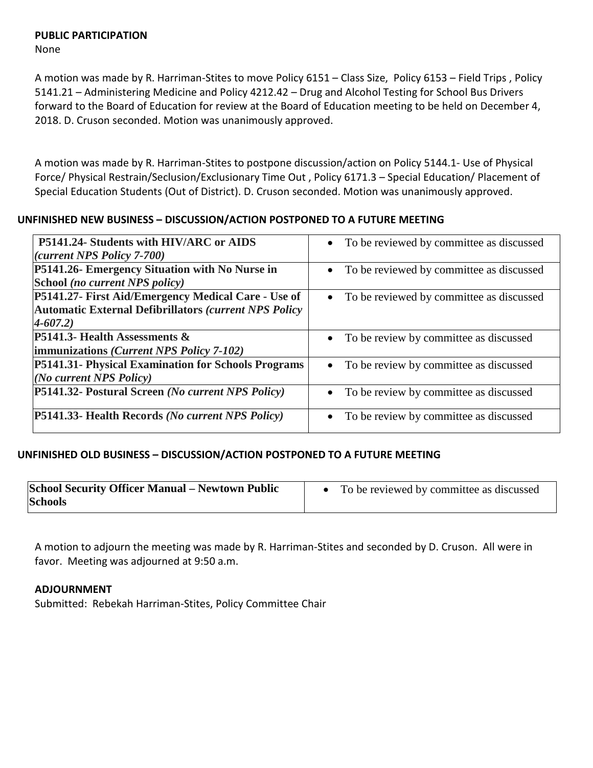**PUBLIC PARTICIPATION**

None

A motion was made by R. Harriman-Stites to move Policy 6151 – Class Size, Policy 6153 – Field Trips , Policy 5141.21 – Administering Medicine and Policy 4212.42 – Drug and Alcohol Testing for School Bus Drivers forward to the Board of Education for review at the Board of Education meeting to be held on December 4, 2018. D. Cruson seconded. Motion was unanimously approved.

A motion was made by R. Harriman-Stites to postpone discussion/action on Policy 5144.1- Use of Physical Force/ Physical Restrain/Seclusion/Exclusionary Time Out , Policy 6171.3 – Special Education/ Placement of Special Education Students (Out of District). D. Cruson seconded. Motion was unanimously approved.

**UNFINISHED NEW BUSINESS – DISCUSSION/ACTION POSTPONED TO A FUTURE MEETING**

| | |
|---|---|
| **P5141.24- Students with HIV/ARC or AIDS** *(current NPS Policy 7-700)* | • To be reviewed by committee as discussed |
| **P5141.26- Emergency Situation with No Nurse in School** *(no current NPS policy)* | • To be reviewed by committee as discussed |
| **P5141.27- First Aid/Emergency Medical Care - Use of Automatic External Defibrillators** *(current NPS Policy 4-607.2)* | • To be reviewed by committee as discussed |
| **P5141.3- Health Assessments & immunizations** *(Current NPS Policy 7-102)* | • To be review by committee as discussed |
| **P5141.31- Physical Examination for Schools Programs** *(No current NPS Policy)* | • To be review by committee as discussed |
| **P5141.32- Postural Screen** *(No current NPS Policy)* | • To be review by committee as discussed |
| **P5141.33- Health Records** *(No current NPS Policy)* | • To be review by committee as discussed |

**UNFINISHED OLD BUSINESS – DISCUSSION/ACTION POSTPONED TO A FUTURE MEETING**

| | |
|---|---|
| **School Security Officer Manual – Newtown Public Schools** | • To be reviewed by committee as discussed |

A motion to adjourn the meeting was made by R. Harriman-Stites and seconded by D. Cruson. All were in favor. Meeting was adjourned at 9:50 a.m.

**ADJOURNMENT**

Submitted: Rebekah Harriman-Stites, Policy Committee Chair